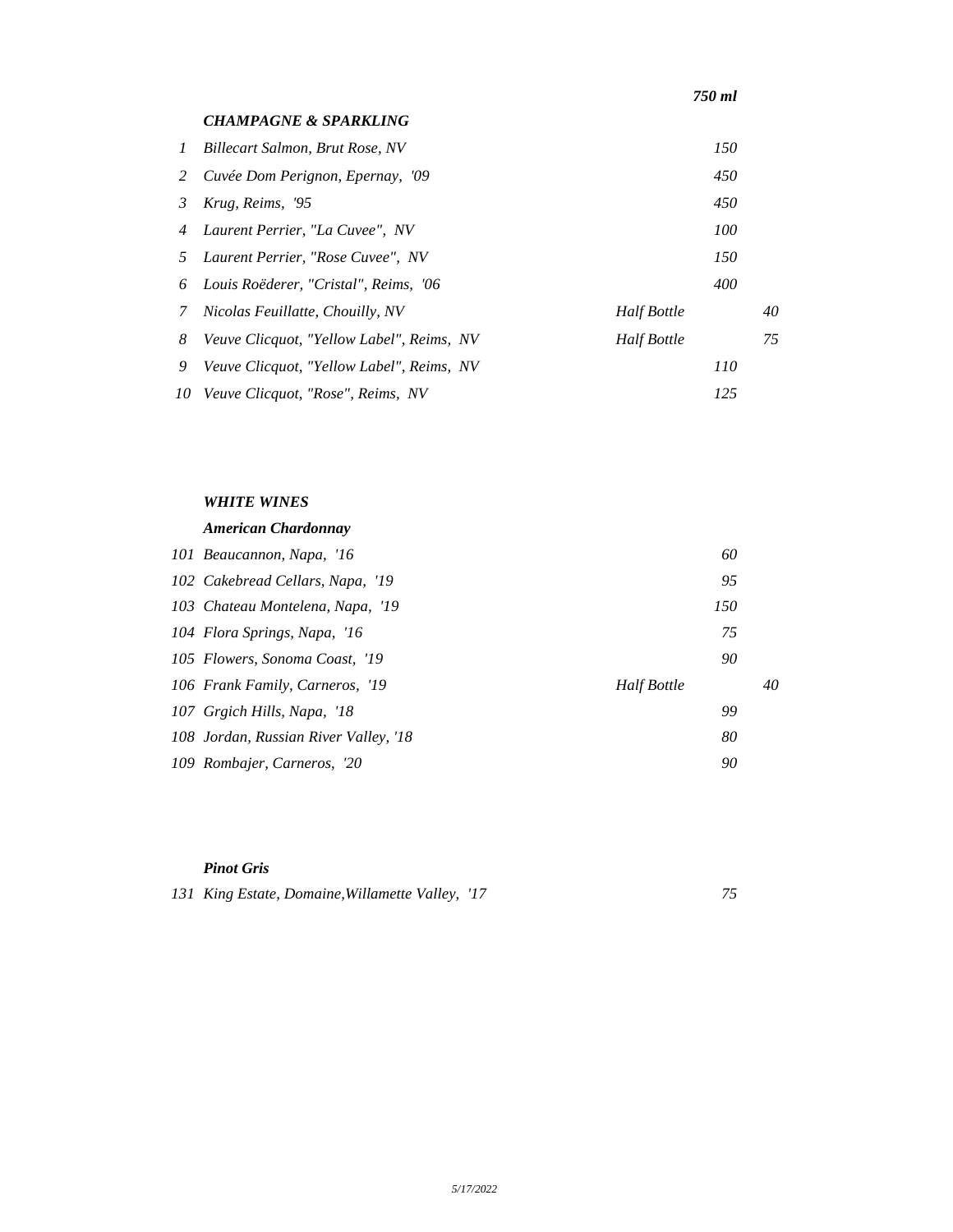| | | | 750 ml | |
|---|---|---|---|---|
| | ***CHAMPAGNE & SPARKLING*** | | | |
| *1* | *Billecart Salmon, Brut Rose, NV* | | *150* | |
| *2* | *Cuvée Dom Perignon, Epernay, '09* | | *450* | |
| *3* | *Krug, Reims, '95* | | *450* | |
| *4* | *Laurent Perrier, "La Cuvee", NV* | | *100* | |
| *5* | *Laurent Perrier, "Rose Cuvee", NV* | | *150* | |
| *6* | *Louis Roëderer, "Cristal", Reims, '06* | | *400* | |
| *7* | *Nicolas Feuillatte, Chouilly, NV* | *Half Bottle* | | *40* |
| *8* | *Veuve Clicquot, "Yellow Label", Reims, NV* | *Half Bottle* | | *75* |
| *9* | *Veuve Clicquot, "Yellow Label", Reims, NV* | | *110* | |
| *10* | *Veuve Clicquot, "Rose", Reims, NV* | | *125* | |

***WHITE WINES***

| | ***American Chardonnay*** | | | |
|---|---|---|---|---|
| *101* | *Beaucannon, Napa, '16* | | *60* | |
| *102* | *Cakebread Cellars, Napa, '19* | | *95* | |
| *103* | *Chateau Montelena, Napa, '19* | | *150* | |
| *104* | *Flora Springs, Napa, '16* | | *75* | |
| *105* | *Flowers, Sonoma Coast, '19* | | *90* | |
| *106* | *Frank Family, Carneros, '19* | *Half Bottle* | | *40* |
| *107* | *Grgich Hills, Napa, '18* | | *99* | |
| *108* | *Jordan, Russian River Valley, '18* | | *80* | |
| *109* | *Rombajer, Carneros, '20* | | *90* | |

| | ***Pinot Gris*** | | | |
|---|---|---|---|---|
| *131* | *King Estate, Domaine,Willamette Valley, '17* | | *75* | |

*5/17/2022*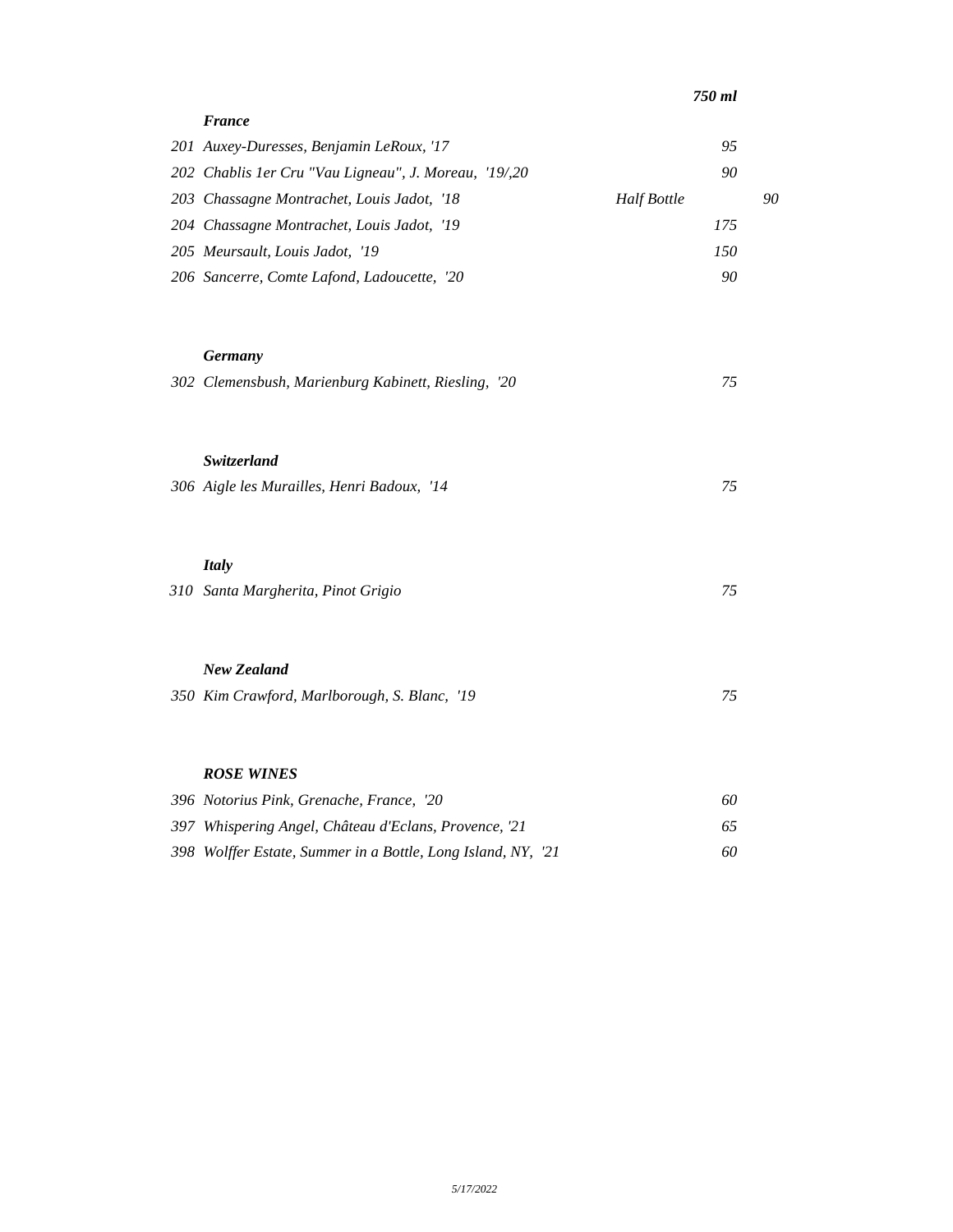| | | | 750 ml | |
|---|---|---|---|---|
| | ***France*** | | | |
| 201 | *Auxey-Duresses, Benjamin LeRoux, '17* | | *95* | |
| 202 | *Chablis 1er Cru "Vau Ligneau", J. Moreau, '19/,20* | | *90* | |
| 203 | *Chassagne Montrachet, Louis Jadot, '18* | *Half Bottle* | | *90* |
| 204 | *Chassagne Montrachet, Louis Jadot, '19* | | *175* | |
| 205 | *Meursault, Louis Jadot, '19* | | *150* | |
| 206 | *Sancerre, Comte Lafond, Ladoucette, '20* | | *90* | |
| | ***Germany*** | | | |
| 302 | *Clemensbush, Marienburg Kabinett, Riesling, '20* | | *75* | |
| | ***Switzerland*** | | | |
| 306 | *Aigle les Murailles, Henri Badoux, '14* | | *75* | |
| | ***Italy*** | | | |
| 310 | *Santa Margherita, Pinot Grigio* | | *75* | |
| | ***New Zealand*** | | | |
| 350 | *Kim Crawford, Marlborough, S. Blanc, '19* | | *75* | |
| | ***ROSE WINES*** | | | |
| 396 | *Notorius Pink, Grenache, France, '20* | | *60* | |
| 397 | *Whispering Angel, Château d'Eclans, Provence, '21* | | *65* | |
| 398 | *Wolffer Estate, Summer in a Bottle, Long Island, NY, '21* | | *60* | |

*5/17/2022*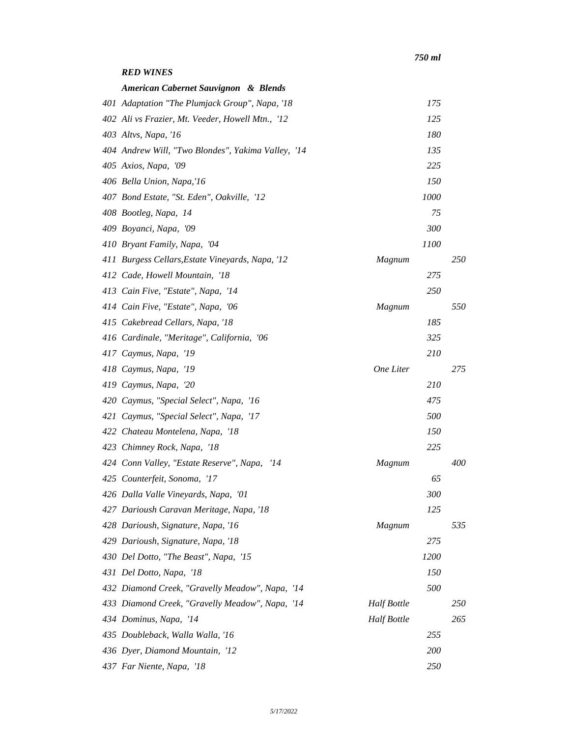*750 ml*

## *RED WINES*

### *American Cabernet Sauvignon & Blends*

| No. | Wine | Size | 750 ml | Other |
|---|---|---|---|---|
| 401 | Adaptation "The Plumjack Group", Napa, '18 | | 175 | |
| 402 | Ali vs Frazier, Mt. Veeder, Howell Mtn., '12 | | 125 | |
| 403 | Altvs, Napa, '16 | | 180 | |
| 404 | Andrew Will, "Two Blondes", Yakima Valley, '14 | | 135 | |
| 405 | Axios, Napa, '09 | | 225 | |
| 406 | Bella Union, Napa,'16 | | 150 | |
| 407 | Bond Estate, "St. Eden", Oakville, '12 | | 1000 | |
| 408 | Bootleg, Napa, 14 | | 75 | |
| 409 | Boyanci, Napa, '09 | | 300 | |
| 410 | Bryant Family, Napa, '04 | | 1100 | |
| 411 | Burgess Cellars,Estate Vineyards, Napa, '12 | Magnum | | 250 |
| 412 | Cade, Howell Mountain, '18 | | 275 | |
| 413 | Cain Five, "Estate", Napa, '14 | | 250 | |
| 414 | Cain Five, "Estate", Napa, '06 | Magnum | | 550 |
| 415 | Cakebread Cellars, Napa, '18 | | 185 | |
| 416 | Cardinale, "Meritage", California, '06 | | 325 | |
| 417 | Caymus, Napa, '19 | | 210 | |
| 418 | Caymus, Napa, '19 | One Liter | | 275 |
| 419 | Caymus, Napa, '20 | | 210 | |
| 420 | Caymus, "Special Select", Napa, '16 | | 475 | |
| 421 | Caymus, "Special Select", Napa, '17 | | 500 | |
| 422 | Chateau Montelena, Napa, '18 | | 150 | |
| 423 | Chimney Rock, Napa, '18 | | 225 | |
| 424 | Conn Valley, "Estate Reserve", Napa, '14 | Magnum | | 400 |
| 425 | Counterfeit, Sonoma, '17 | | 65 | |
| 426 | Dalla Valle Vineyards, Napa, '01 | | 300 | |
| 427 | Darioush Caravan Meritage, Napa, '18 | | 125 | |
| 428 | Darioush, Signature, Napa, '16 | Magnum | | 535 |
| 429 | Darioush, Signature, Napa, '18 | | 275 | |
| 430 | Del Dotto, "The Beast", Napa, '15 | | 1200 | |
| 431 | Del Dotto, Napa, '18 | | 150 | |
| 432 | Diamond Creek, "Gravelly Meadow", Napa, '14 | | 500 | |
| 433 | Diamond Creek, "Gravelly Meadow", Napa, '14 | Half Bottle | | 250 |
| 434 | Dominus, Napa, '14 | Half Bottle | | 265 |
| 435 | Doubleback, Walla Walla, '16 | | 255 | |
| 436 | Dyer, Diamond Mountain, '12 | | 200 | |
| 437 | Far Niente, Napa, '18 | | 250 | |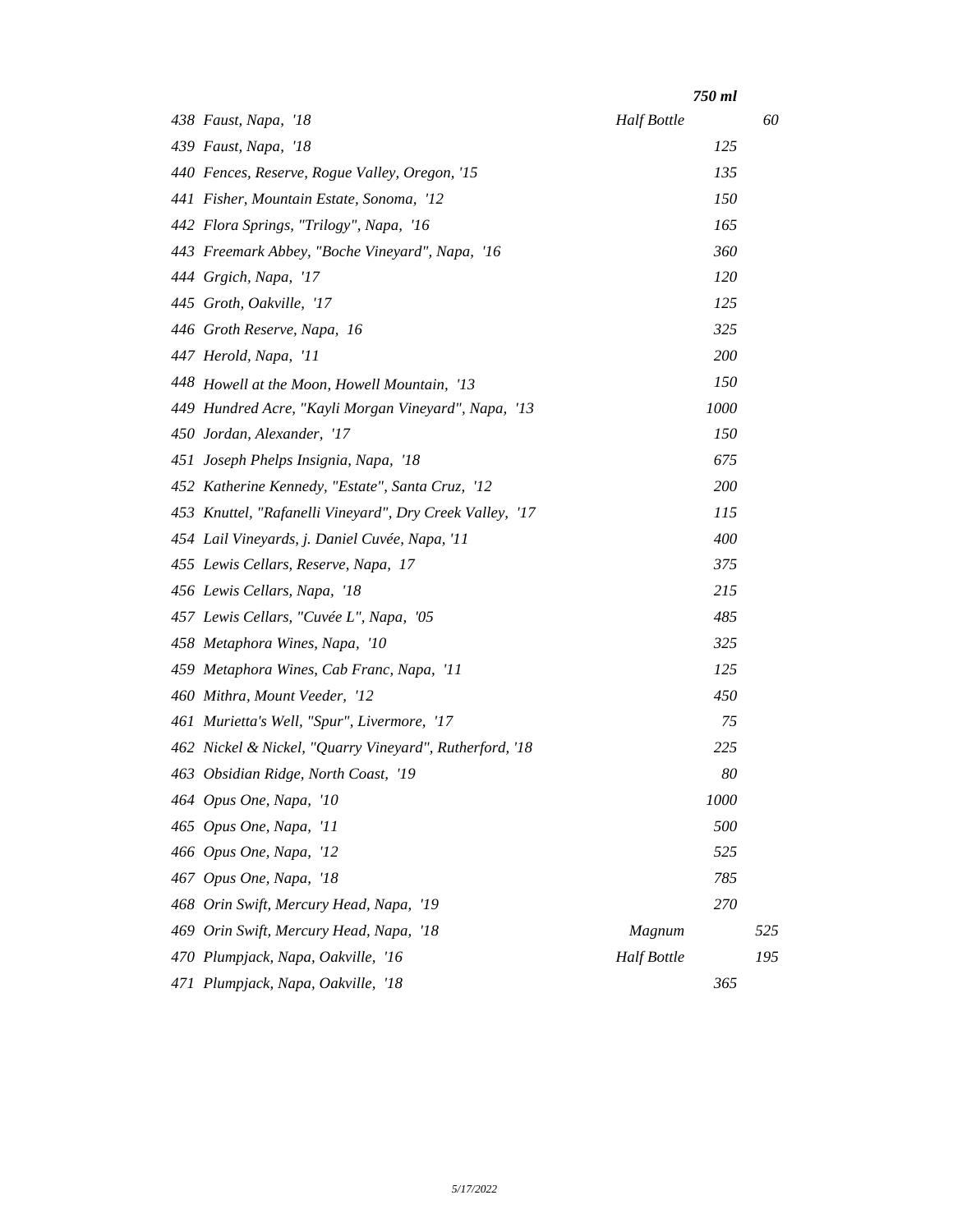| # | Wine | Format | 750 ml | |
|---|---|---|---|---|
| 438 | *Faust, Napa, '18* | *Half Bottle* | | *60* |
| 439 | *Faust, Napa, '18* | | *125* | |
| 440 | *Fences, Reserve, Rogue Valley, Oregon, '15* | | *135* | |
| 441 | *Fisher, Mountain Estate, Sonoma, '12* | | *150* | |
| 442 | *Flora Springs, "Trilogy", Napa, '16* | | *165* | |
| 443 | *Freemark Abbey, "Boche Vineyard", Napa, '16* | | *360* | |
| 444 | *Grgich, Napa, '17* | | *120* | |
| 445 | *Groth, Oakville, '17* | | *125* | |
| 446 | *Groth Reserve, Napa, 16* | | *325* | |
| 447 | *Herold, Napa, '11* | | *200* | |
| 448 | *Howell at the Moon, Howell Mountain, '13* | | *150* | |
| 449 | *Hundred Acre, "Kayli Morgan Vineyard", Napa, '13* | | *1000* | |
| 450 | *Jordan, Alexander, '17* | | *150* | |
| 451 | *Joseph Phelps Insignia, Napa, '18* | | *675* | |
| 452 | *Katherine Kennedy, "Estate", Santa Cruz, '12* | | *200* | |
| 453 | *Knuttel, "Rafanelli Vineyard", Dry Creek Valley, '17* | | *115* | |
| 454 | *Lail Vineyards, j. Daniel Cuvée, Napa, '11* | | *400* | |
| 455 | *Lewis Cellars, Reserve, Napa, 17* | | *375* | |
| 456 | *Lewis Cellars, Napa, '18* | | *215* | |
| 457 | *Lewis Cellars, "Cuvée L", Napa, '05* | | *485* | |
| 458 | *Metaphora Wines, Napa, '10* | | *325* | |
| 459 | *Metaphora Wines, Cab Franc, Napa, '11* | | *125* | |
| 460 | *Mithra, Mount Veeder, '12* | | *450* | |
| 461 | *Murietta's Well, "Spur", Livermore, '17* | | *75* | |
| 462 | *Nickel & Nickel, "Quarry Vineyard", Rutherford, '18* | | *225* | |
| 463 | *Obsidian Ridge, North Coast, '19* | | *80* | |
| 464 | *Opus One, Napa, '10* | | *1000* | |
| 465 | *Opus One, Napa, '11* | | *500* | |
| 466 | *Opus One, Napa, '12* | | *525* | |
| 467 | *Opus One, Napa, '18* | | *785* | |
| 468 | *Orin Swift, Mercury Head, Napa, '19* | | *270* | |
| 469 | *Orin Swift, Mercury Head, Napa, '18* | *Magnum* | | *525* |
| 470 | *Plumpjack, Napa, Oakville, '16* | *Half Bottle* | | *195* |
| 471 | *Plumpjack, Napa, Oakville, '18* | | *365* | |

*5/17/2022*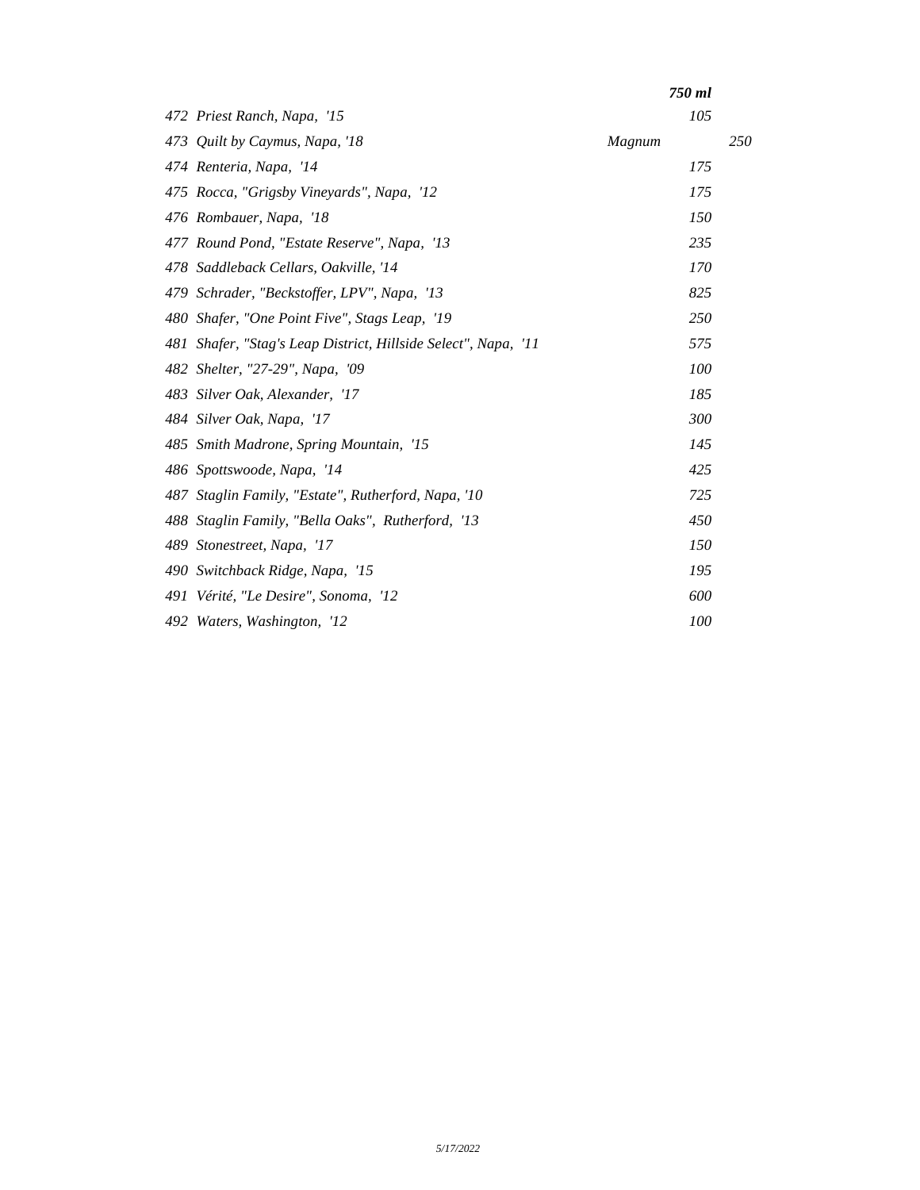| | 750 ml | |
|---|---|---|
| *472 Priest Ranch, Napa, '15* | *105* | |
| *473 Quilt by Caymus, Napa, '18* | *Magnum* | *250* |
| *474 Renteria, Napa, '14* | *175* | |
| *475 Rocca, "Grigsby Vineyards", Napa, '12* | *175* | |
| *476 Rombauer, Napa, '18* | *150* | |
| *477 Round Pond, "Estate Reserve", Napa, '13* | *235* | |
| *478 Saddleback Cellars, Oakville, '14* | *170* | |
| *479 Schrader, "Beckstoffer, LPV", Napa, '13* | *825* | |
| *480 Shafer, "One Point Five", Stags Leap, '19* | *250* | |
| *481 Shafer, "Stag's Leap District, Hillside Select", Napa, '11* | *575* | |
| *482 Shelter, "27-29", Napa, '09* | *100* | |
| *483 Silver Oak, Alexander, '17* | *185* | |
| *484 Silver Oak, Napa, '17* | *300* | |
| *485 Smith Madrone, Spring Mountain, '15* | *145* | |
| *486 Spottswoode, Napa, '14* | *425* | |
| *487 Staglin Family, "Estate", Rutherford, Napa, '10* | *725* | |
| *488 Staglin Family, "Bella Oaks", Rutherford, '13* | *450* | |
| *489 Stonestreet, Napa, '17* | *150* | |
| *490 Switchback Ridge, Napa, '15* | *195* | |
| *491 Vérité, "Le Desire", Sonoma, '12* | *600* | |
| *492 Waters, Washington, '12* | *100* | |

*5/17/2022*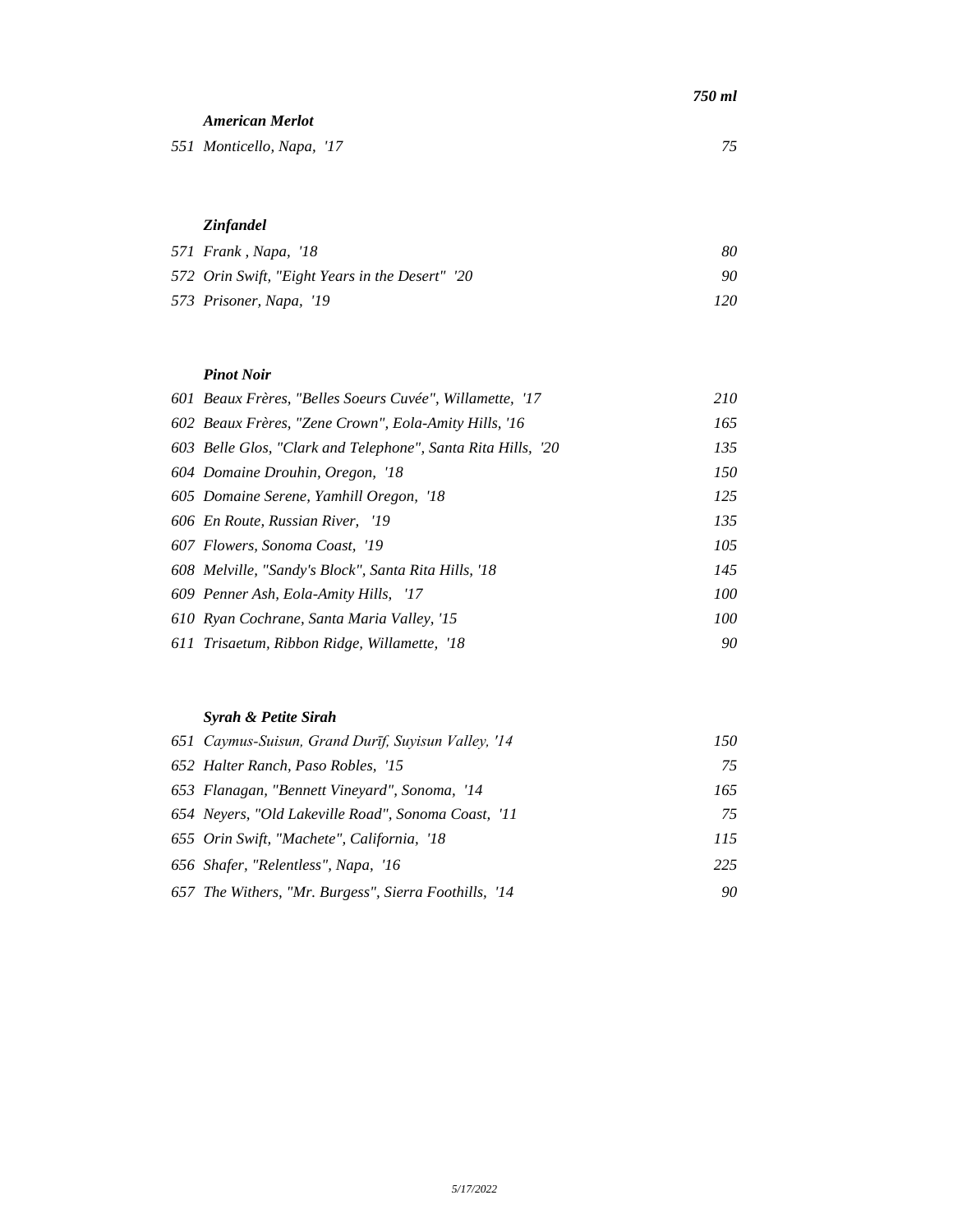*750 ml*

### *American Merlot*

| | | |
|---|---|---|
| 551 | *Monticello, Napa, '17* | 75 |

### *Zinfandel*

| | | |
|---|---|---|
| 571 | *Frank , Napa, '18* | 80 |
| 572 | *Orin Swift, "Eight Years in the Desert" '20* | 90 |
| 573 | *Prisoner, Napa, '19* | 120 |

### *Pinot Noir*

| | | |
|---|---|---|
| 601 | *Beaux Frères, "Belles Soeurs Cuvée", Willamette, '17* | 210 |
| 602 | *Beaux Frères, "Zene Crown", Eola-Amity Hills, '16* | 165 |
| 603 | *Belle Glos, "Clark and Telephone", Santa Rita Hills, '20* | 135 |
| 604 | *Domaine Drouhin, Oregon, '18* | 150 |
| 605 | *Domaine Serene, Yamhill Oregon, '18* | 125 |
| 606 | *En Route, Russian River, '19* | 135 |
| 607 | *Flowers, Sonoma Coast, '19* | 105 |
| 608 | *Melville, "Sandy's Block", Santa Rita Hills, '18* | 145 |
| 609 | *Penner Ash, Eola-Amity Hills, '17* | 100 |
| 610 | *Ryan Cochrane, Santa Maria Valley, '15* | 100 |
| 611 | *Trisaetum, Ribbon Ridge, Willamette, '18* | 90 |

### *Syrah & Petite Sirah*

| | | |
|---|---|---|
| 651 | *Caymus-Suisun, Grand Durīf, Suyisun Valley, '14* | 150 |
| 652 | *Halter Ranch, Paso Robles, '15* | 75 |
| 653 | *Flanagan, "Bennett Vineyard", Sonoma, '14* | 165 |
| 654 | *Neyers, "Old Lakeville Road", Sonoma Coast, '11* | 75 |
| 655 | *Orin Swift, "Machete", California, '18* | 115 |
| 656 | *Shafer, "Relentless", Napa, '16* | 225 |
| 657 | *The Withers, "Mr. Burgess", Sierra Foothills, '14* | 90 |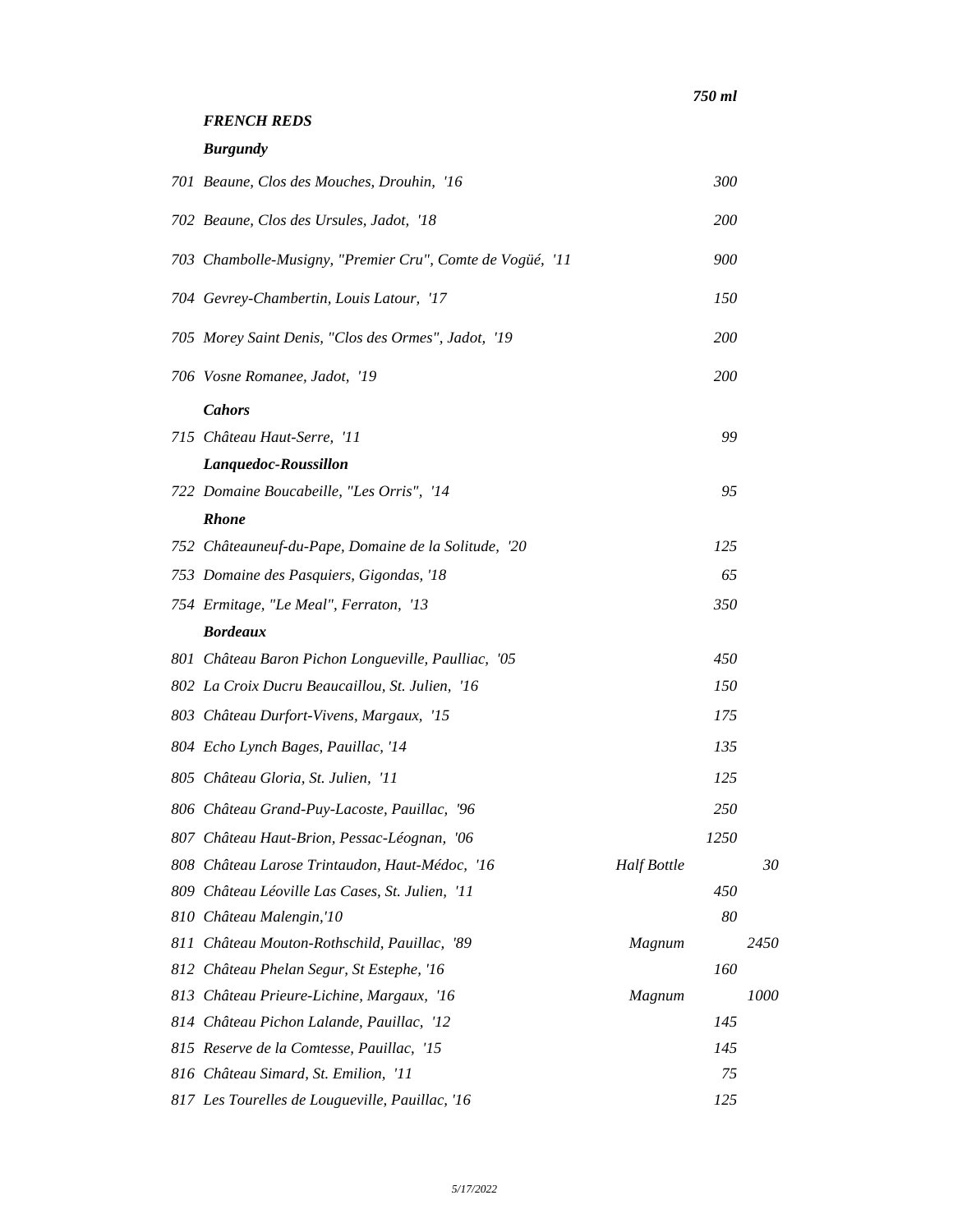*750 ml*

## *FRENCH REDS*

### *Burgundy*

| No. | Wine | Format | Price |
|---|---|---|---|
| 701 | *Beaune, Clos des Mouches, Drouhin, '16* | | *300* |
| 702 | *Beaune, Clos des Ursules, Jadot, '18* | | *200* |
| 703 | *Chambolle-Musigny, "Premier Cru", Comte de Vogüé, '11* | | *900* |
| 704 | *Gevrey-Chambertin, Louis Latour, '17* | | *150* |
| 705 | *Morey Saint Denis, "Clos des Ormes", Jadot, '19* | | *200* |
| 706 | *Vosne Romanee, Jadot, '19* | | *200* |

### *Cahors*

| No. | Wine | Format | Price |
|---|---|---|---|
| 715 | *Château Haut-Serre, '11* | | *99* |

### *Lanquedoc-Roussillon*

| No. | Wine | Format | Price |
|---|---|---|---|
| 722 | *Domaine Boucabeille, "Les Orris", '14* | | *95* |

### *Rhone*

| No. | Wine | Format | Price |
|---|---|---|---|
| 752 | *Châteauneuf-du-Pape, Domaine de la Solitude, '20* | | *125* |
| 753 | *Domaine des Pasquiers, Gigondas, '18* | | *65* |
| 754 | *Ermitage, "Le Meal", Ferraton, '13* | | *350* |

### *Bordeaux*

| No. | Wine | Format | Price |
|---|---|---|---|
| 801 | *Château Baron Pichon Longueville, Paulliac, '05* | | *450* |
| 802 | *La Croix Ducru Beaucaillou, St. Julien, '16* | | *150* |
| 803 | *Château Durfort-Vivens, Margaux, '15* | | *175* |
| 804 | *Echo Lynch Bages, Pauillac, '14* | | *135* |
| 805 | *Château Gloria, St. Julien, '11* | | *125* |
| 806 | *Château Grand-Puy-Lacoste, Pauillac, '96* | | *250* |
| 807 | *Château Haut-Brion, Pessac-Léognan, '06* | | *1250* |
| 808 | *Château Larose Trintaudon, Haut-Médoc, '16* | *Half Bottle* | *30* |
| 809 | *Château Léoville Las Cases, St. Julien, '11* | | *450* |
| 810 | *Château Malengin,'10* | | *80* |
| 811 | *Château Mouton-Rothschild, Pauillac, '89* | *Magnum* | *2450* |
| 812 | *Château Phelan Segur, St Estephe, '16* | | *160* |
| 813 | *Château Prieure-Lichine, Margaux, '16* | *Magnum* | *1000* |
| 814 | *Château Pichon Lalande, Pauillac, '12* | | *145* |
| 815 | *Reserve de la Comtesse, Pauillac, '15* | | *145* |
| 816 | *Château Simard, St. Emilion, '11* | | *75* |
| 817 | *Les Tourelles de Lougueville, Pauillac, '16* | | *125* |

*5/17/2022*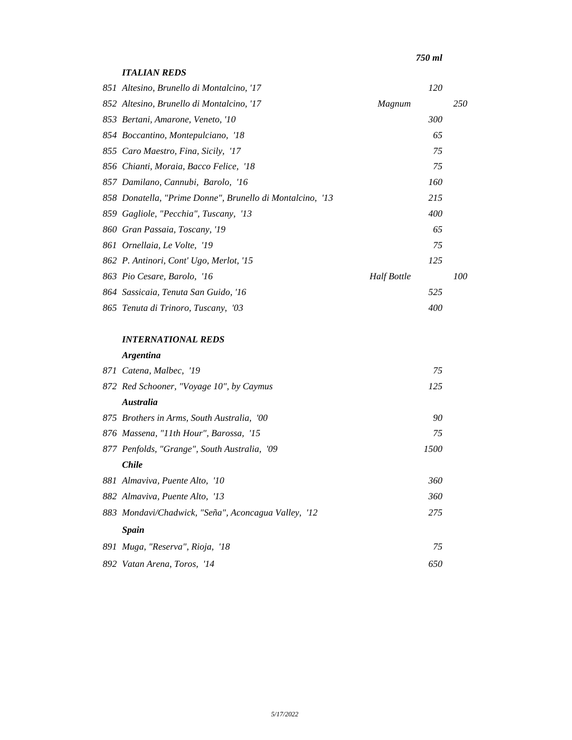***750 ml***

### *ITALIAN REDS*

| | | | | |
|---|---|---|---|---|
| *851* | *Altesino, Brunello di Montalcino, '17* | | *120* | |
| *852* | *Altesino, Brunello di Montalcino, '17* | *Magnum* | | *250* |
| *853* | *Bertani, Amarone, Veneto, '10* | | *300* | |
| *854* | *Boccantino, Montepulciano, '18* | | *65* | |
| *855* | *Caro Maestro, Fina, Sicily, '17* | | *75* | |
| *856* | *Chianti, Moraia, Bacco Felice, '18* | | *75* | |
| *857* | *Damilano, Cannubi, Barolo, '16* | | *160* | |
| *858* | *Donatella, "Prime Donne", Brunello di Montalcino, '13* | | *215* | |
| *859* | *Gagliole, "Pecchia", Tuscany, '13* | | *400* | |
| *860* | *Gran Passaia, Toscany, '19* | | *65* | |
| *861* | *Ornellaia, Le Volte, '19* | | *75* | |
| *862* | *P. Antinori, Cont' Ugo, Merlot, '15* | | *125* | |
| *863* | *Pio Cesare, Barolo, '16* | *Half Bottle* | | *100* |
| *864* | *Sassicaia, Tenuta San Guido, '16* | | *525* | |
| *865* | *Tenuta di Trinoro, Tuscany, '03* | | *400* | |

### *INTERNATIONAL REDS*

#### *Argentina*

| | | |
|---|---|---|
| *871* | *Catena, Malbec, '19* | *75* |
| *872* | *Red Schooner, "Voyage 10", by Caymus* | *125* |

#### *Australia*

| | | |
|---|---|---|
| *875* | *Brothers in Arms, South Australia, '00* | *90* |
| *876* | *Massena, "11th Hour", Barossa, '15* | *75* |
| *877* | *Penfolds, "Grange", South Australia, '09* | *1500* |

#### *Chile*

| | | |
|---|---|---|
| *881* | *Almaviva, Puente Alto, '10* | *360* |
| *882* | *Almaviva, Puente Alto, '13* | *360* |
| *883* | *Mondavi/Chadwick, "Seña", Aconcagua Valley, '12* | *275* |

#### *Spain*

| | | |
|---|---|---|
| *891* | *Muga, "Reserva", Rioja, '18* | *75* |
| *892* | *Vatan Arena, Toros, '14* | *650* |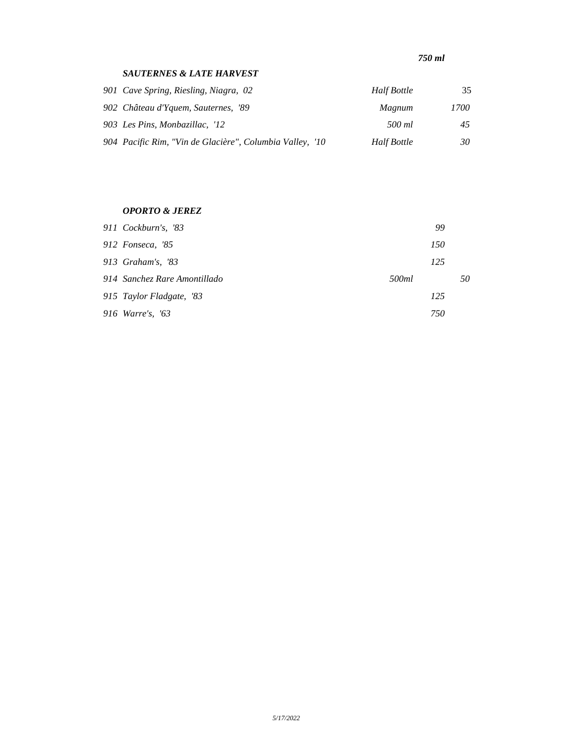| | | | 750 ml | |
|---|---|---|---|---|
| ***SAUTERNES & LATE HARVEST*** | | | | |
| 901 | *Cave Spring, Riesling, Niagra, 02* | *Half Bottle* | | 35 |
| 902 | *Château d'Yquem, Sauternes, '89* | *Magnum* | | *1700* |
| 903 | *Les Pins, Monbazillac, '12* | *500 ml* | | *45* |
| 904 | *Pacific Rim, "Vin de Glacière", Columbia Valley, '10* | *Half Bottle* | | *30* |
| ***OPORTO & JEREZ*** | | | | |
| 911 | *Cockburn's, '83* | | *99* | |
| 912 | *Fonseca, '85* | | *150* | |
| 913 | *Graham's, '83* | | *125* | |
| 914 | *Sanchez Rare Amontillado* | *500ml* | | *50* |
| 915 | *Taylor Fladgate, '83* | | *125* | |
| 916 | *Warre's, '63* | | *750* | |

*5/17/2022*